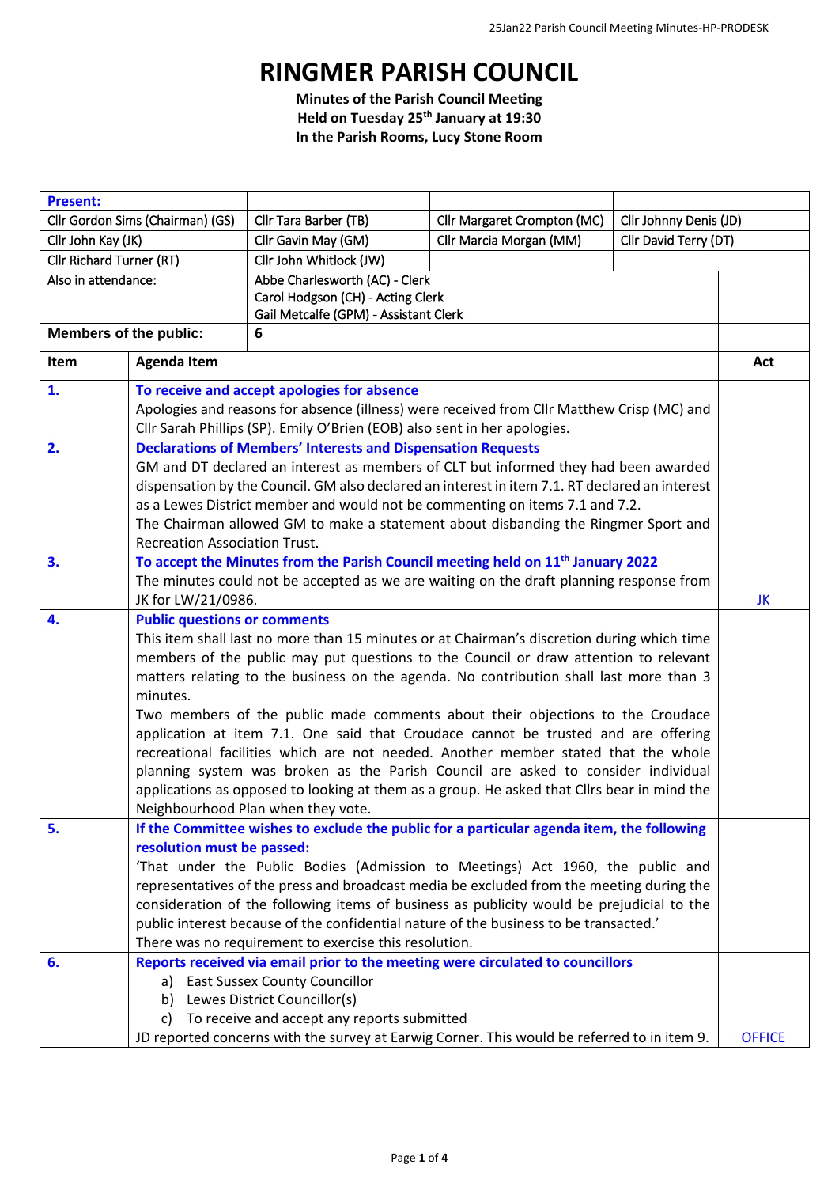# RINGMER PARISH COUNCIL

**Minutes of the Parish Council Meeting**
**Held on Tuesday 25th January at 19:30**
**In the Parish Rooms, Lucy Stone Room**

| **Present:** | | | |
|---|---|---|---|
| Cllr Gordon Sims (Chairman) (GS) | Cllr Tara Barber (TB) | Cllr Margaret Crompton (MC) | Cllr Johnny Denis (JD) |
| Cllr John Kay (JK) | Cllr Gavin May (GM) | Cllr Marcia Morgan (MM) | Cllr David Terry (DT) |
| Cllr Richard Turner (RT) | Cllr John Whitlock (JW) | | |
| Also in attendance: | Abbe Charlesworth (AC) - Clerk<br>Carol Hodgson (CH) - Acting Clerk<br>Gail Metcalfe (GPM) - Assistant Clerk | | |
| **Members of the public:** | **6** | | |

| Item | Agenda Item | Act |
|---|---|---|
| **1.** | **To receive and accept apologies for absence**<br>Apologies and reasons for absence (illness) were received from Cllr Matthew Crisp (MC) and Cllr Sarah Phillips (SP). Emily O'Brien (EOB) also sent in her apologies. | |
| **2.** | **Declarations of Members' Interests and Dispensation Requests**<br>GM and DT declared an interest as members of CLT but informed they had been awarded dispensation by the Council. GM also declared an interest in item 7.1. RT declared an interest as a Lewes District member and would not be commenting on items 7.1 and 7.2.<br>The Chairman allowed GM to make a statement about disbanding the Ringmer Sport and Recreation Association Trust. | |
| **3.** | **To accept the Minutes from the Parish Council meeting held on 11th January 2022**<br>The minutes could not be accepted as we are waiting on the draft planning response from JK for LW/21/0986. | JK |
| **4.** | **Public questions or comments**<br>This item shall last no more than 15 minutes or at Chairman's discretion during which time members of the public may put questions to the Council or draw attention to relevant matters relating to the business on the agenda. No contribution shall last more than 3 minutes.<br>Two members of the public made comments about their objections to the Croudace application at item 7.1. One said that Croudace cannot be trusted and are offering recreational facilities which are not needed. Another member stated that the whole planning system was broken as the Parish Council are asked to consider individual applications as opposed to looking at them as a group. He asked that Cllrs bear in mind the Neighbourhood Plan when they vote. | |
| **5.** | **If the Committee wishes to exclude the public for a particular agenda item, the following resolution must be passed:**<br>'That under the Public Bodies (Admission to Meetings) Act 1960, the public and representatives of the press and broadcast media be excluded from the meeting during the consideration of the following items of business as publicity would be prejudicial to the public interest because of the confidential nature of the business to be transacted.'<br>There was no requirement to exercise this resolution. | |
| **6.** | **Reports received via email prior to the meeting were circulated to councillors**<br>a) East Sussex County Councillor<br>b) Lewes District Councillor(s)<br>c) To receive and accept any reports submitted<br>JD reported concerns with the survey at Earwig Corner. This would be referred to in item 9. | OFFICE |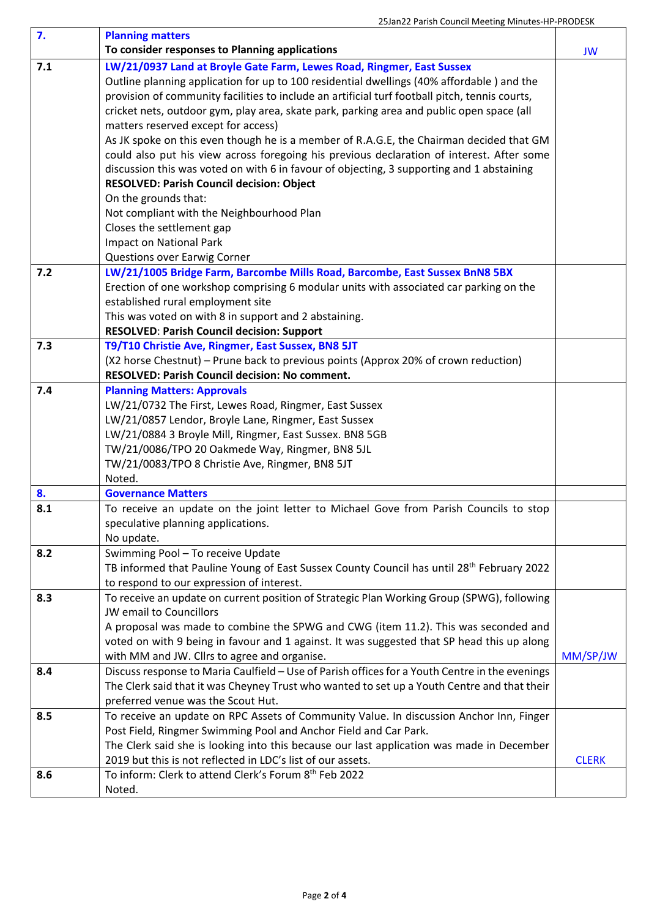| 7. | **Planning matters** **To consider responses to Planning applications** | JW |
|---|---|---|
| 7.1 | **LW/21/0937 Land at Broyle Gate Farm, Lewes Road, Ringmer, East Sussex** Outline planning application for up to 100 residential dwellings (40% affordable ) and the provision of community facilities to include an artificial turf football pitch, tennis courts, cricket nets, outdoor gym, play area, skate park, parking area and public open space (all matters reserved except for access) As JK spoke on this even though he is a member of R.A.G.E, the Chairman decided that GM could also put his view across foregoing his previous declaration of interest. After some discussion this was voted on with 6 in favour of objecting, 3 supporting and 1 abstaining **RESOLVED: Parish Council decision: Object** On the grounds that: Not compliant with the Neighbourhood Plan Closes the settlement gap Impact on National Park Questions over Earwig Corner | |
| 7.2 | **LW/21/1005 Bridge Farm, Barcombe Mills Road, Barcombe, East Sussex BnN8 5BX** Erection of one workshop comprising 6 modular units with associated car parking on the established rural employment site This was voted on with 8 in support and 2 abstaining. **RESOLVED**: **Parish Council decision: Support** | |
| 7.3 | **T9/T10 Christie Ave, Ringmer, East Sussex, BN8 5JT** (X2 horse Chestnut) – Prune back to previous points (Approx 20% of crown reduction) **RESOLVED: Parish Council decision: No comment.** | |
| 7.4 | **Planning Matters: Approvals** LW/21/0732 The First, Lewes Road, Ringmer, East Sussex LW/21/0857 Lendor, Broyle Lane, Ringmer, East Sussex LW/21/0884 3 Broyle Mill, Ringmer, East Sussex. BN8 5GB TW/21/0086/TPO 20 Oakmede Way, Ringmer, BN8 5JL TW/21/0083/TPO 8 Christie Ave, Ringmer, BN8 5JT Noted. | |
| **8.** | **Governance Matters** | |
| 8.1 | To receive an update on the joint letter to Michael Gove from Parish Councils to stop speculative planning applications. No update. | |
| 8.2 | Swimming Pool – To receive Update TB informed that Pauline Young of East Sussex County Council has until 28th February 2022 to respond to our expression of interest. | |
| 8.3 | To receive an update on current position of Strategic Plan Working Group (SPWG), following JW email to Councillors A proposal was made to combine the SPWG and CWG (item 11.2). This was seconded and voted on with 9 being in favour and 1 against. It was suggested that SP head this up along with MM and JW. Cllrs to agree and organise. | MM/SP/JW |
| 8.4 | Discuss response to Maria Caulfield – Use of Parish offices for a Youth Centre in the evenings The Clerk said that it was Cheyney Trust who wanted to set up a Youth Centre and that their preferred venue was the Scout Hut. | |
| 8.5 | To receive an update on RPC Assets of Community Value. In discussion Anchor Inn, Finger Post Field, Ringmer Swimming Pool and Anchor Field and Car Park. The Clerk said she is looking into this because our last application was made in December 2019 but this is not reflected in LDC's list of our assets. | CLERK |
| 8.6 | To inform: Clerk to attend Clerk's Forum 8th Feb 2022 Noted. | |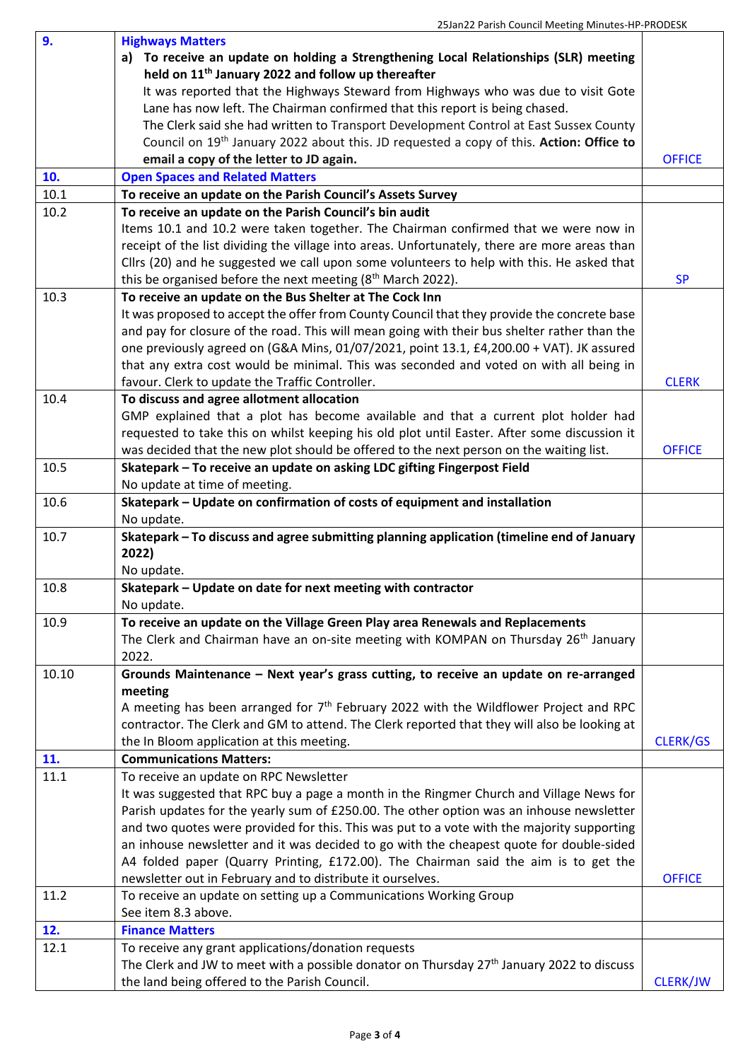| | | |
|---|---|---|
| **9.** | **Highways Matters**<br>**a) To receive an update on holding a Strengthening Local Relationships (SLR) meeting held on 11th January 2022 and follow up thereafter**<br>It was reported that the Highways Steward from Highways who was due to visit Gote Lane has now left. The Chairman confirmed that this report is being chased.<br>The Clerk said she had written to Transport Development Control at East Sussex County Council on 19th January 2022 about this. JD requested a copy of this. **Action: Office to email a copy of the letter to JD again.** | OFFICE |
| **10.** | **Open Spaces and Related Matters** | |
| 10.1 | **To receive an update on the Parish Council's Assets Survey** | |
| 10.2 | **To receive an update on the Parish Council's bin audit**<br>Items 10.1 and 10.2 were taken together. The Chairman confirmed that we were now in receipt of the list dividing the village into areas. Unfortunately, there are more areas than Cllrs (20) and he suggested we call upon some volunteers to help with this. He asked that this be organised before the next meeting (8th March 2022). | SP |
| 10.3 | **To receive an update on the Bus Shelter at The Cock Inn**<br>It was proposed to accept the offer from County Council that they provide the concrete base and pay for closure of the road. This will mean going with their bus shelter rather than the one previously agreed on (G&A Mins, 01/07/2021, point 13.1, £4,200.00 + VAT). JK assured that any extra cost would be minimal. This was seconded and voted on with all being in favour. Clerk to update the Traffic Controller. | CLERK |
| 10.4 | **To discuss and agree allotment allocation**<br>GMP explained that a plot has become available and that a current plot holder had requested to take this on whilst keeping his old plot until Easter. After some discussion it was decided that the new plot should be offered to the next person on the waiting list. | OFFICE |
| 10.5 | **Skatepark – To receive an update on asking LDC gifting Fingerpost Field**<br>No update at time of meeting. | |
| 10.6 | **Skatepark – Update on confirmation of costs of equipment and installation**<br>No update. | |
| 10.7 | **Skatepark – To discuss and agree submitting planning application (timeline end of January 2022)**<br>No update. | |
| 10.8 | **Skatepark – Update on date for next meeting with contractor**<br>No update. | |
| 10.9 | **To receive an update on the Village Green Play area Renewals and Replacements**<br>The Clerk and Chairman have an on-site meeting with KOMPAN on Thursday 26th January 2022. | |
| 10.10 | **Grounds Maintenance – Next year's grass cutting, to receive an update on re-arranged meeting**<br>A meeting has been arranged for 7th February 2022 with the Wildflower Project and RPC contractor. The Clerk and GM to attend. The Clerk reported that they will also be looking at the In Bloom application at this meeting. | CLERK/GS |
| **11.** | **Communications Matters:** | |
| 11.1 | To receive an update on RPC Newsletter<br>It was suggested that RPC buy a page a month in the Ringmer Church and Village News for Parish updates for the yearly sum of £250.00. The other option was an inhouse newsletter and two quotes were provided for this. This was put to a vote with the majority supporting an inhouse newsletter and it was decided to go with the cheapest quote for double-sided A4 folded paper (Quarry Printing, £172.00). The Chairman said the aim is to get the newsletter out in February and to distribute it ourselves. | OFFICE |
| 11.2 | To receive an update on setting up a Communications Working Group<br>See item 8.3 above. | |
| **12.** | **Finance Matters** | |
| 12.1 | To receive any grant applications/donation requests<br>The Clerk and JW to meet with a possible donator on Thursday 27th January 2022 to discuss the land being offered to the Parish Council. | CLERK/JW |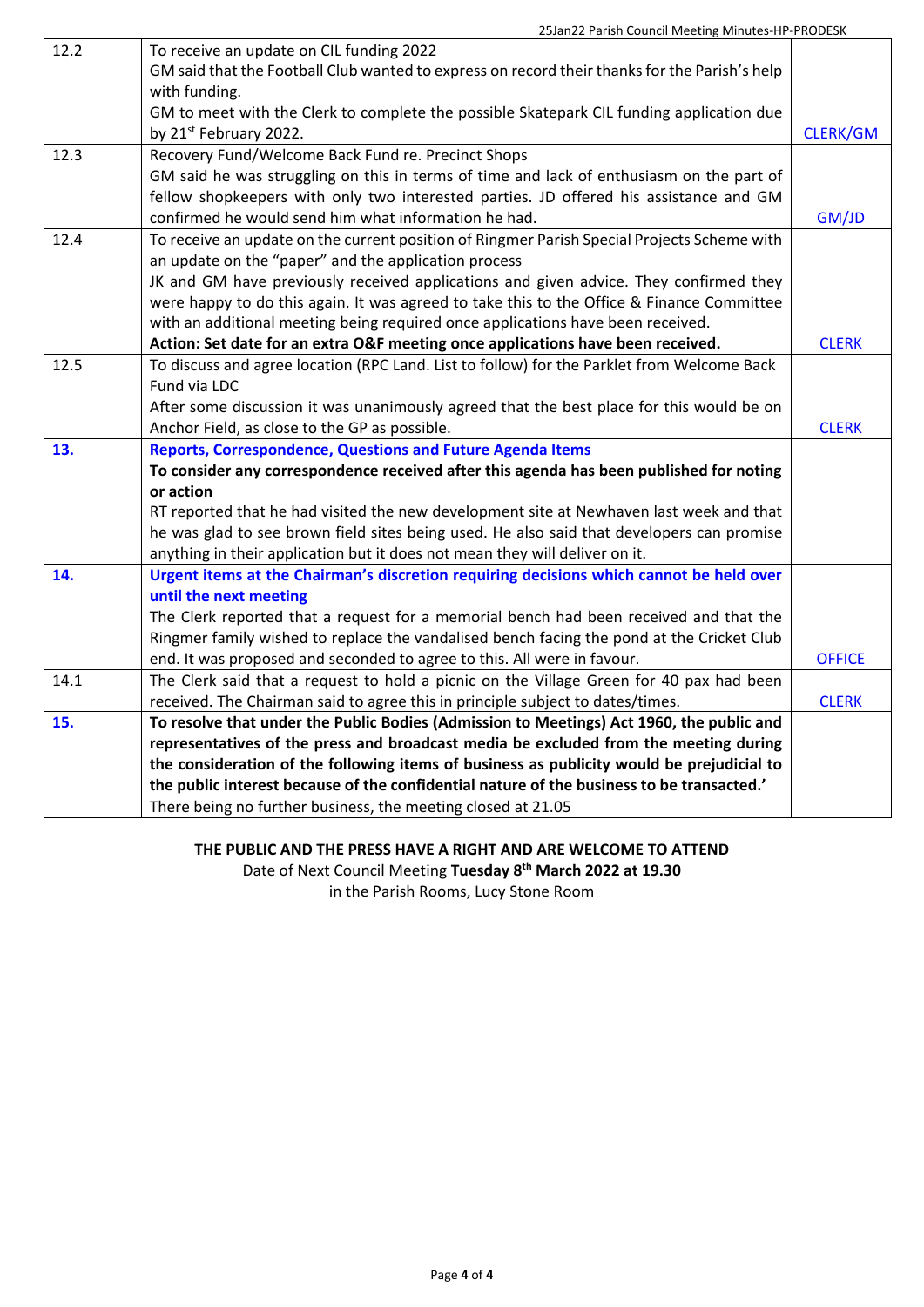| | | |
|---|---|---|
| 12.2 | To receive an update on CIL funding 2022<br>GM said that the Football Club wanted to express on record their thanks for the Parish's help with funding.<br>GM to meet with the Clerk to complete the possible Skatepark CIL funding application due by 21st February 2022. | CLERK/GM |
| 12.3 | Recovery Fund/Welcome Back Fund re. Precinct Shops<br>GM said he was struggling on this in terms of time and lack of enthusiasm on the part of fellow shopkeepers with only two interested parties. JD offered his assistance and GM confirmed he would send him what information he had. | GM/JD |
| 12.4 | To receive an update on the current position of Ringmer Parish Special Projects Scheme with an update on the "paper" and the application process<br>JK and GM have previously received applications and given advice. They confirmed they were happy to do this again. It was agreed to take this to the Office & Finance Committee with an additional meeting being required once applications have been received.<br>**Action: Set date for an extra O&F meeting once applications have been received.** | CLERK |
| 12.5 | To discuss and agree location (RPC Land. List to follow) for the Parklet from Welcome Back Fund via LDC<br>After some discussion it was unanimously agreed that the best place for this would be on Anchor Field, as close to the GP as possible. | CLERK |
| **13.** | **Reports, Correspondence, Questions and Future Agenda Items**<br>**To consider any correspondence received after this agenda has been published for noting or action**<br>RT reported that he had visited the new development site at Newhaven last week and that he was glad to see brown field sites being used. He also said that developers can promise anything in their application but it does not mean they will deliver on it. | |
| **14.** | **Urgent items at the Chairman's discretion requiring decisions which cannot be held over until the next meeting**<br>The Clerk reported that a request for a memorial bench had been received and that the Ringmer family wished to replace the vandalised bench facing the pond at the Cricket Club end. It was proposed and seconded to agree to this. All were in favour. | OFFICE |
| 14.1 | The Clerk said that a request to hold a picnic on the Village Green for 40 pax had been received. The Chairman said to agree this in principle subject to dates/times. | CLERK |
| **15.** | **To resolve that under the Public Bodies (Admission to Meetings) Act 1960, the public and representatives of the press and broadcast media be excluded from the meeting during the consideration of the following items of business as publicity would be prejudicial to the public interest because of the confidential nature of the business to be transacted.'** | |
| | There being no further business, the meeting closed at 21.05 | |

**THE PUBLIC AND THE PRESS HAVE A RIGHT AND ARE WELCOME TO ATTEND**

Date of Next Council Meeting **Tuesday 8th March 2022 at 19.30**

in the Parish Rooms, Lucy Stone Room